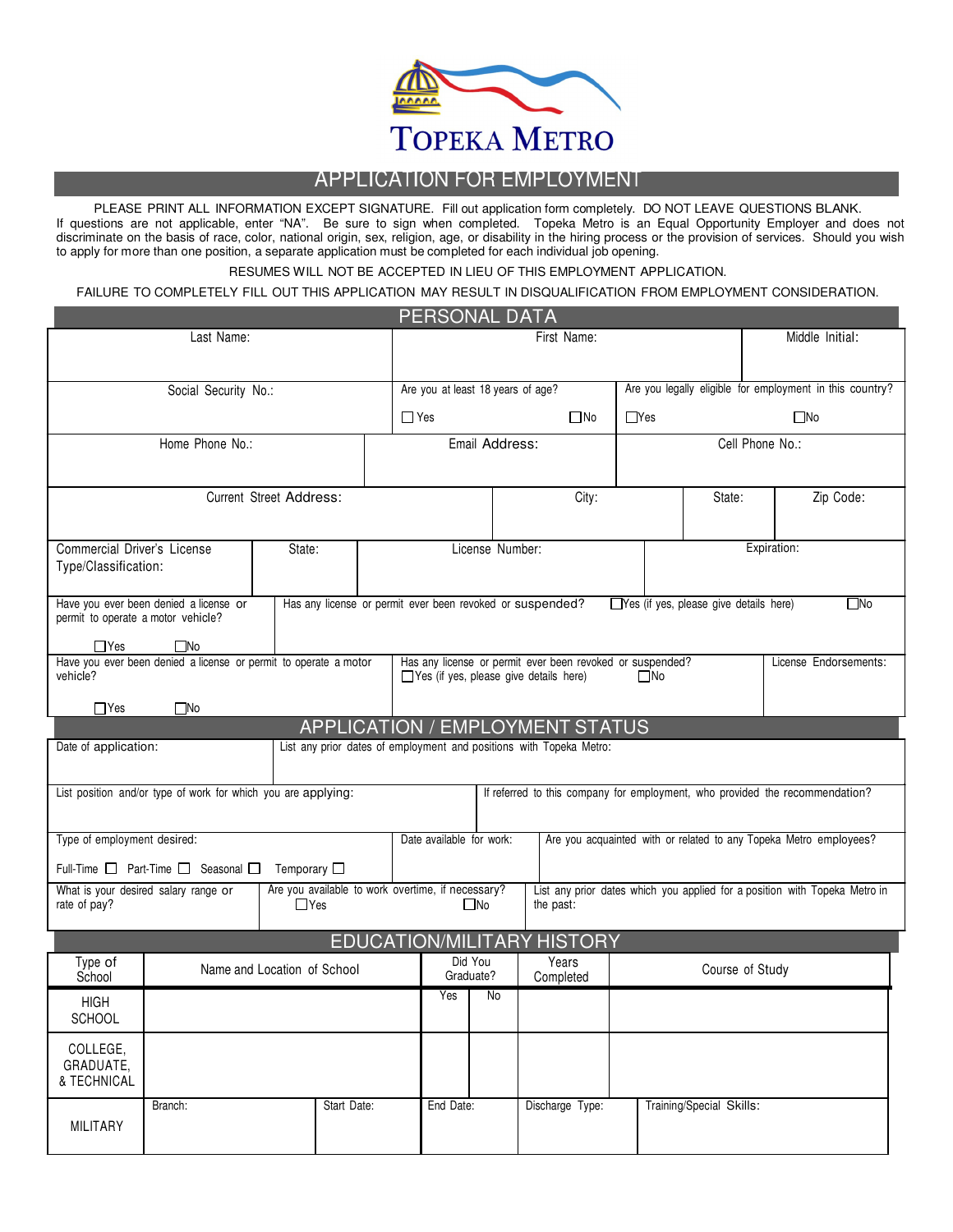# TOPEKA METRO

## APPLICATION FOR EMPLOYMENT

PLEASE PRINT ALL INFORMATION EXCEPT SIGNATURE. Fill out application form completely. DO NOT LEAVE QUESTIONS BLANK. If questions are not applicable, enter "NA". Be sure to sign when completed. Topeka Metro is an Equal Opportunity Employer and does not discriminate on the basis of race, color, national origin, sex, religion, age, or disability in the hiring process or the provision of services. Should you wish to apply for more than one position, a separate application must be completed for each individual job opening.

RESUMES WILL NOT BE ACCEPTED IN LIEU OF THIS EMPLOYMENT APPLICATION.

FAILURE TO COMPLETELY FILL OUT THIS APPLICATION MAY RESULT IN DISQUALIFICATION FROM EMPLOYMENT CONSIDERATION.

## PERSONAL DATA

| Last Name: | First Name: | Middle Initial: |
|---|---|---|
| | | |

| Social Security No.: | Are you at least 18 years of age? ☐ Yes ☐ No | Are you legally eligible for employment in this country? ☐ Yes ☐ No |
|---|---|---|

| Home Phone No.: | Email Address: | Cell Phone No.: |
|---|---|---|
| | | |

| Current Street Address: | City: | State: | Zip Code: |
|---|---|---|---|
| | | | |

| Commercial Driver's License Type/Classification: | State: | License Number: | Expiration: |
|---|---|---|---|
| | | | |

| Have you ever been denied a license or permit to operate a motor vehicle? ☐ Yes ☐ No | Has any license or permit ever been revoked or suspended? ☐ Yes (if yes, please give details here) ☐ No |
|---|---|

| Have you ever been denied a license or permit to operate a motor vehicle? ☐ Yes ☐ No | Has any license or permit ever been revoked or suspended? ☐ Yes (if yes, please give details here) ☐ No | License Endorsements: |
|---|---|---|

## APPLICATION / EMPLOYMENT STATUS

| Date of application: | List any prior dates of employment and positions with Topeka Metro: |
|---|---|
| | |

| List position and/or type of work for which you are applying: | If referred to this company for employment, who provided the recommendation? |
|---|---|
| | |

| Type of employment desired: Full-Time ☐ Part-Time ☐ Seasonal ☐ Temporary ☐ | Date available for work: | Are you acquainted with or related to any Topeka Metro employees? |
|---|---|---|

| What is your desired salary range or rate of pay? | Are you available to work overtime, if necessary? ☐ Yes ☐ No | List any prior dates which you applied for a position with Topeka Metro in the past: |
|---|---|---|

## EDUCATION/MILITARY HISTORY

| Type of School | Name and Location of School | Did You Graduate? | | Years Completed | Course of Study |
|---|---|---|---|---|---|
| | | Yes | No | | |
| HIGH SCHOOL | | | | | |
| COLLEGE, GRADUATE, & TECHNICAL | | | | | |

| MILITARY | Branch: | Start Date: | End Date: | Discharge Type: | Training/Special Skills: |
|---|---|---|---|---|---|
| | | | | | |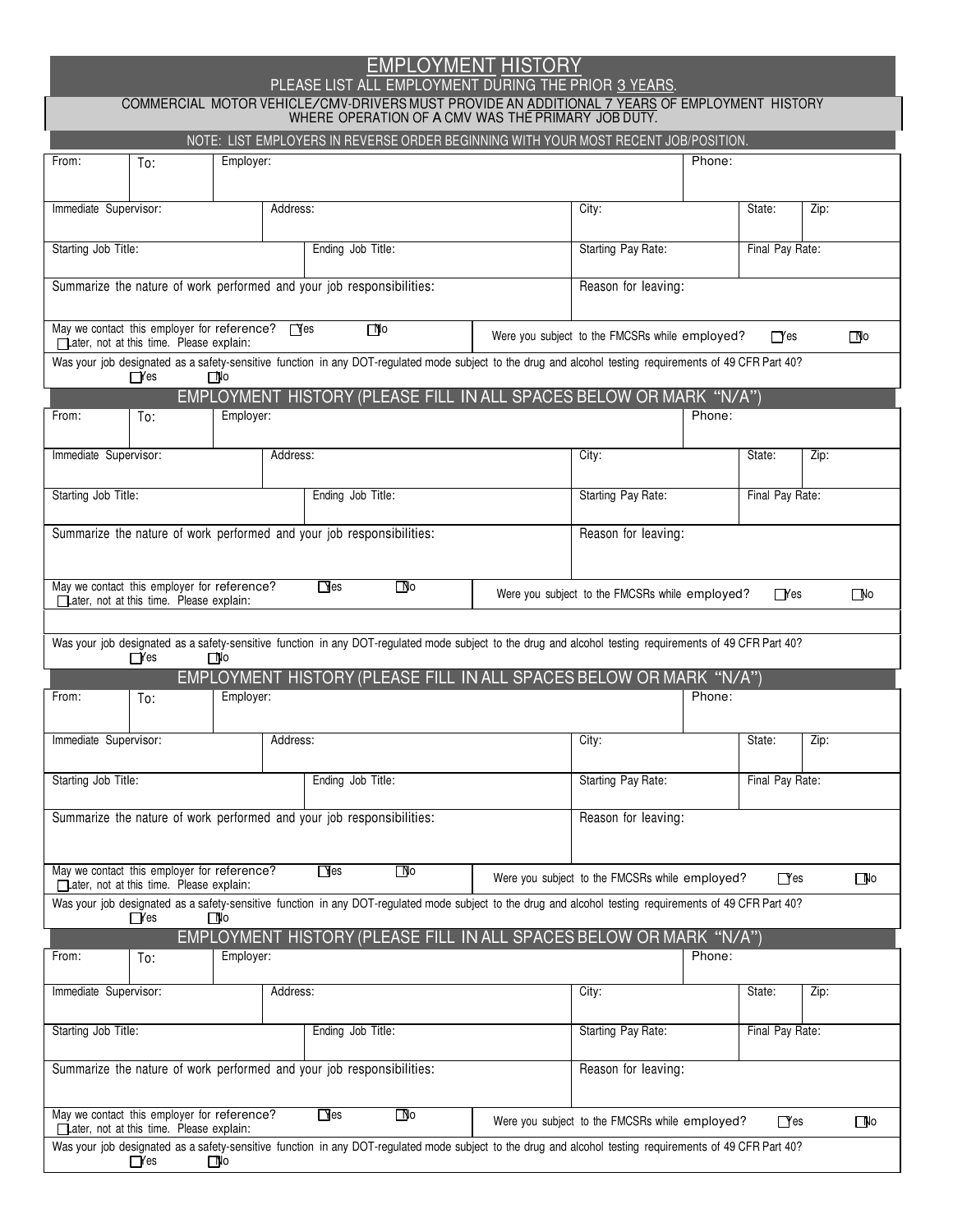# EMPLOYMENT HISTORY

PLEASE LIST ALL EMPLOYMENT DURING THE PRIOR 3 YEARS.

COMMERCIAL MOTOR VEHICLE/CMV-DRIVERS MUST PROVIDE AN ADDITIONAL 7 YEARS OF EMPLOYMENT HISTORY WHERE OPERATION OF A CMV WAS THE PRIMARY JOB DUTY.

NOTE: LIST EMPLOYERS IN REVERSE ORDER BEGINNING WITH YOUR MOST RECENT JOB/POSITION.

| From: | To: | Employer: | | | Phone: | | |
|---|---|---|---|---|---|---|---|
| Immediate Supervisor: | | Address: | | City: | | State: | Zip: |
| Starting Job Title: | | | Ending Job Title: | Starting Pay Rate: | | Final Pay Rate: | |
| Summarize the nature of work performed and your job responsibilities: | | | | Reason for leaving: | | | |
| May we contact this employer for reference? ☐ Yes ☐ No ☐ Later, not at this time. Please explain: | | | | Were you subject to the FMCSRs while employed? ☐ Yes ☐ No | | | |
| Was your job designated as a safety-sensitive function in any DOT-regulated mode subject to the drug and alcohol testing requirements of 49 CFR Part 40? ☐ Yes ☐ No | | | | | | | |

## EMPLOYMENT HISTORY (PLEASE FILL IN ALL SPACES BELOW OR MARK "N/A")

| From: | To: | Employer: | | | Phone: | | |
|---|---|---|---|---|---|---|---|
| Immediate Supervisor: | | Address: | | City: | | State: | Zip: |
| Starting Job Title: | | | Ending Job Title: | Starting Pay Rate: | | Final Pay Rate: | |
| Summarize the nature of work performed and your job responsibilities: | | | | Reason for leaving: | | | |
| May we contact this employer for reference? ☐ Yes ☐ No ☐ Later, not at this time. Please explain: | | | | Were you subject to the FMCSRs while employed? ☐ Yes ☐ No | | | |
| Was your job designated as a safety-sensitive function in any DOT-regulated mode subject to the drug and alcohol testing requirements of 49 CFR Part 40? ☐ Yes ☐ No | | | | | | | |

## EMPLOYMENT HISTORY (PLEASE FILL IN ALL SPACES BELOW OR MARK "N/A")

| From: | To: | Employer: | | | Phone: | | |
|---|---|---|---|---|---|---|---|
| Immediate Supervisor: | | Address: | | City: | | State: | Zip: |
| Starting Job Title: | | | Ending Job Title: | Starting Pay Rate: | | Final Pay Rate: | |
| Summarize the nature of work performed and your job responsibilities: | | | | Reason for leaving: | | | |
| May we contact this employer for reference? ☐ Yes ☐ No ☐ Later, not at this time. Please explain: | | | | Were you subject to the FMCSRs while employed? ☐ Yes ☐ No | | | |
| Was your job designated as a safety-sensitive function in any DOT-regulated mode subject to the drug and alcohol testing requirements of 49 CFR Part 40? ☐ Yes ☐ No | | | | | | | |

## EMPLOYMENT HISTORY (PLEASE FILL IN ALL SPACES BELOW OR MARK "N/A")

| From: | To: | Employer: | | | Phone: | | |
|---|---|---|---|---|---|---|---|
| Immediate Supervisor: | | Address: | | City: | | State: | Zip: |
| Starting Job Title: | | | Ending Job Title: | Starting Pay Rate: | | Final Pay Rate: | |
| Summarize the nature of work performed and your job responsibilities: | | | | Reason for leaving: | | | |
| May we contact this employer for reference? ☐ Yes ☐ No ☐ Later, not at this time. Please explain: | | | | Were you subject to the FMCSRs while employed? ☐ Yes ☐ No | | | |
| Was your job designated as a safety-sensitive function in any DOT-regulated mode subject to the drug and alcohol testing requirements of 49 CFR Part 40? ☐ Yes ☐ No | | | | | | | |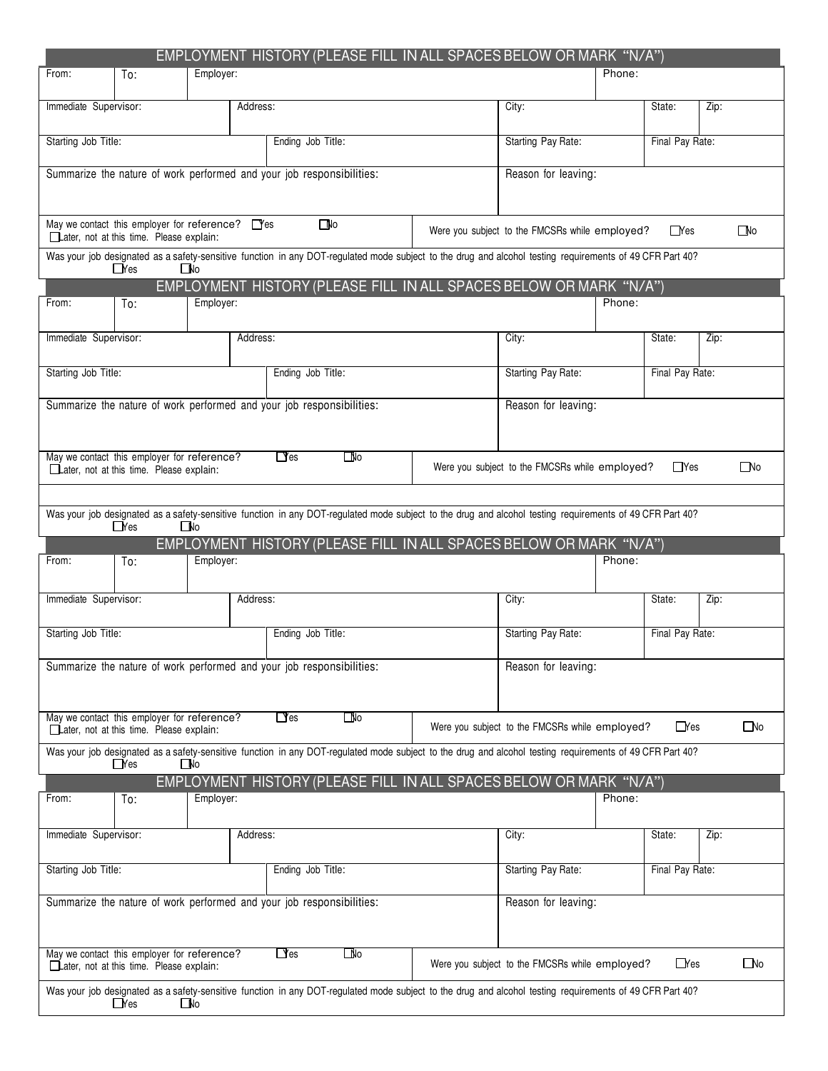## EMPLOYMENT HISTORY (PLEASE FILL IN ALL SPACES BELOW OR MARK "N/A")

| From: | To: | Employer: | | | Phone: | |
|---|---|---|---|---|---|---|
| Immediate Supervisor: | | Address: | | City: | State: | Zip: |
| Starting Job Title: | | Ending Job Title: | | Starting Pay Rate: | Final Pay Rate: | |
| Summarize the nature of work performed and your job responsibilities: | | | | Reason for leaving: | | |
| May we contact this employer for reference? ☐ Yes ☐ No ☐ Later, not at this time. Please explain: | | | Were you subject to the FMCSRs while employed? ☐ Yes ☐ No | | | |
| Was your job designated as a safety-sensitive function in any DOT-regulated mode subject to the drug and alcohol testing requirements of 49 CFR Part 40? ☐ Yes ☐ No | | | | | | |

## EMPLOYMENT HISTORY (PLEASE FILL IN ALL SPACES BELOW OR MARK "N/A")

| From: | To: | Employer: | | | Phone: | |
|---|---|---|---|---|---|---|
| Immediate Supervisor: | | Address: | | City: | State: | Zip: |
| Starting Job Title: | | Ending Job Title: | | Starting Pay Rate: | Final Pay Rate: | |
| Summarize the nature of work performed and your job responsibilities: | | | | Reason for leaving: | | |
| May we contact this employer for reference? ☐ Yes ☐ No ☐ Later, not at this time. Please explain: | | | Were you subject to the FMCSRs while employed? ☐ Yes ☐ No | | | |
| | | | | | | |
| Was your job designated as a safety-sensitive function in any DOT-regulated mode subject to the drug and alcohol testing requirements of 49 CFR Part 40? ☐ Yes ☐ No | | | | | | |

## EMPLOYMENT HISTORY (PLEASE FILL IN ALL SPACES BELOW OR MARK "N/A")

| From: | To: | Employer: | | | Phone: | |
|---|---|---|---|---|---|---|
| Immediate Supervisor: | | Address: | | City: | State: | Zip: |
| Starting Job Title: | | Ending Job Title: | | Starting Pay Rate: | Final Pay Rate: | |
| Summarize the nature of work performed and your job responsibilities: | | | | Reason for leaving: | | |
| May we contact this employer for reference? ☐ Yes ☐ No ☐ Later, not at this time. Please explain: | | | Were you subject to the FMCSRs while employed? ☐ Yes ☐ No | | | |
| Was your job designated as a safety-sensitive function in any DOT-regulated mode subject to the drug and alcohol testing requirements of 49 CFR Part 40? ☐ Yes ☐ No | | | | | | |

## EMPLOYMENT HISTORY (PLEASE FILL IN ALL SPACES BELOW OR MARK "N/A")

| From: | To: | Employer: | | | Phone: | |
|---|---|---|---|---|---|---|
| Immediate Supervisor: | | Address: | | City: | State: | Zip: |
| Starting Job Title: | | Ending Job Title: | | Starting Pay Rate: | Final Pay Rate: | |
| Summarize the nature of work performed and your job responsibilities: | | | | Reason for leaving: | | |
| May we contact this employer for reference? ☐ Yes ☐ No ☐ Later, not at this time. Please explain: | | | Were you subject to the FMCSRs while employed? ☐ Yes ☐ No | | | |
| Was your job designated as a safety-sensitive function in any DOT-regulated mode subject to the drug and alcohol testing requirements of 49 CFR Part 40? ☐ Yes ☐ No | | | | | | |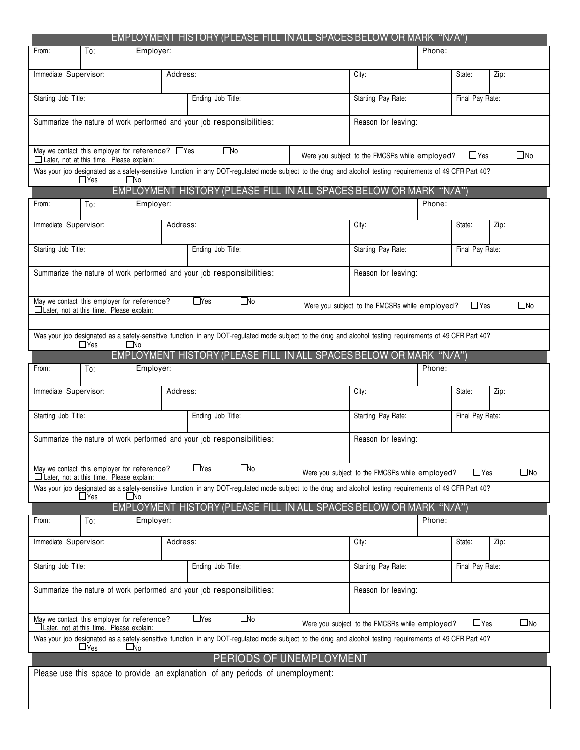## EMPLOYMENT HISTORY (PLEASE FILL IN ALL SPACES BELOW OR MARK "N/A")

| From: | To: | Employer: | | | Phone: | |
|---|---|---|---|---|---|---|
| Immediate Supervisor: | | Address: | City: | | State: | Zip: |
| Starting Job Title: | | Ending Job Title: | Starting Pay Rate: | | Final Pay Rate: | |
| Summarize the nature of work performed and your job responsibilities: | | | Reason for leaving: | | | |

May we contact this employer for reference? ☐Yes ☐No ☐ Later, not at this time. Please explain:

Were you subject to the FMCSRs while employed? ☐Yes ☐No

Was your job designated as a safety-sensitive function in any DOT-regulated mode subject to the drug and alcohol testing requirements of 49 CFR Part 40? ☐Yes ☐No

## EMPLOYMENT HISTORY (PLEASE FILL IN ALL SPACES BELOW OR MARK "N/A")

| From: | To: | Employer: | | | Phone: | |
|---|---|---|---|---|---|---|
| Immediate Supervisor: | | Address: | City: | | State: | Zip: |
| Starting Job Title: | | Ending Job Title: | Starting Pay Rate: | | Final Pay Rate: | |
| Summarize the nature of work performed and your job responsibilities: | | | Reason for leaving: | | | |

May we contact this employer for reference? ☐Yes ☐No ☐ Later, not at this time. Please explain:

Were you subject to the FMCSRs while employed? ☐Yes ☐No

Was your job designated as a safety-sensitive function in any DOT-regulated mode subject to the drug and alcohol testing requirements of 49 CFR Part 40? ☐Yes ☐No

## EMPLOYMENT HISTORY (PLEASE FILL IN ALL SPACES BELOW OR MARK "N/A")

| From: | To: | Employer: | | | Phone: | |
|---|---|---|---|---|---|---|
| Immediate Supervisor: | | Address: | City: | | State: | Zip: |
| Starting Job Title: | | Ending Job Title: | Starting Pay Rate: | | Final Pay Rate: | |
| Summarize the nature of work performed and your job responsibilities: | | | Reason for leaving: | | | |

May we contact this employer for reference? ☐Yes ☐No ☐ Later, not at this time. Please explain:

Were you subject to the FMCSRs while employed? ☐Yes ☐No

Was your job designated as a safety-sensitive function in any DOT-regulated mode subject to the drug and alcohol testing requirements of 49 CFR Part 40? ☐Yes ☐No

## EMPLOYMENT HISTORY (PLEASE FILL IN ALL SPACES BELOW OR MARK "N/A")

| From: | To: | Employer: | | | Phone: | |
|---|---|---|---|---|---|---|
| Immediate Supervisor: | | Address: | City: | | State: | Zip: |
| Starting Job Title: | | Ending Job Title: | Starting Pay Rate: | | Final Pay Rate: | |
| Summarize the nature of work performed and your job responsibilities: | | | Reason for leaving: | | | |

May we contact this employer for reference? ☐Yes ☐No ☐ Later, not at this time. Please explain:

Were you subject to the FMCSRs while employed? ☐Yes ☐No

Was your job designated as a safety-sensitive function in any DOT-regulated mode subject to the drug and alcohol testing requirements of 49 CFR Part 40? ☐Yes ☐No

## PERIODS OF UNEMPLOYMENT

Please use this space to provide an explanation of any periods of unemployment: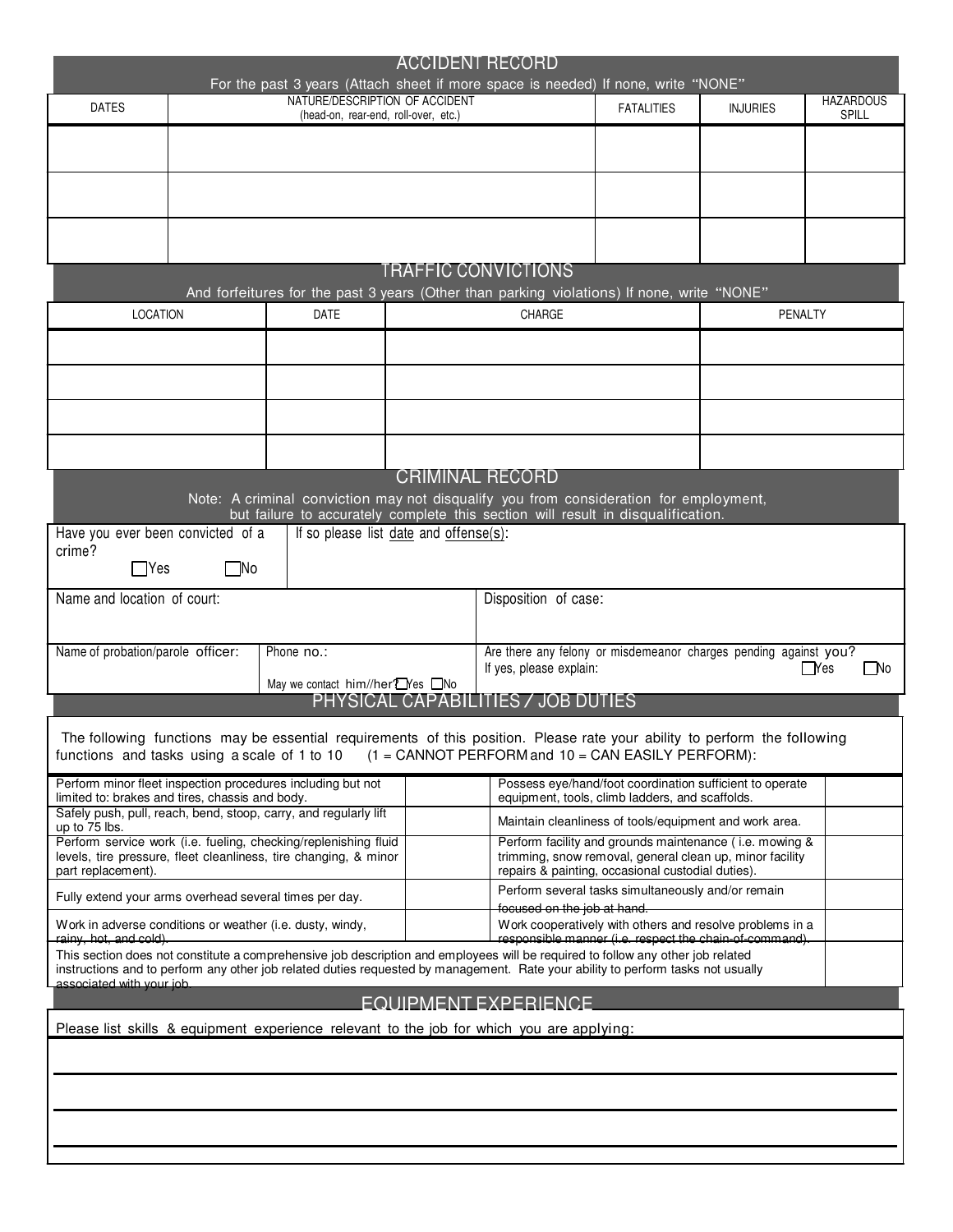## ACCIDENT RECORD

For the past 3 years (Attach sheet if more space is needed) If none, write "NONE"

| DATES | NATURE/DESCRIPTION OF ACCIDENT (head-on, rear-end, roll-over, etc.) | FATALITIES | INJURIES | HAZARDOUS SPILL |
|---|---|---|---|---|
| | | | | |
| | | | | |
| | | | | |

## TRAFFIC CONVICTIONS

And forfeitures for the past 3 years (Other than parking violations) If none, write "NONE"

| LOCATION | DATE | CHARGE | PENALTY |
|---|---|---|---|
| | | | |
| | | | |
| | | | |
| | | | |

## CRIMINAL RECORD

Note: A criminal conviction may not disqualify you from consideration for employment, but failure to accurately complete this section will result in disqualification.

| | |
|---|---|
| Have you ever been convicted of a crime? ☐Yes ☐No | If so please list date and offense(s): |
| Name and location of court: | Disposition of case: |
| Name of probation/parole officer: / Phone no.: / May we contact him//her? ☐Yes ☐No | Are there any felony or misdemeanor charges pending against you? ☐Yes ☐No / If yes, please explain: |

## PHYSICAL CAPABILITIES / JOB DUTIES

The following functions may be essential requirements of this position. Please rate your ability to perform the following functions and tasks using a scale of 1 to 10 (1 = CANNOT PERFORM and 10 = CAN EASILY PERFORM):

| Function | Rating | Function | Rating |
|---|---|---|---|
| Perform minor fleet inspection procedures including but not limited to: brakes and tires, chassis and body. | | Possess eye/hand/foot coordination sufficient to operate equipment, tools, climb ladders, and scaffolds. | |
| Safely push, pull, reach, bend, stoop, carry, and regularly lift up to 75 lbs. | | Maintain cleanliness of tools/equipment and work area. | |
| Perform service work (i.e. fueling, checking/replenishing fluid levels, tire pressure, fleet cleanliness, tire changing, & minor part replacement). | | Perform facility and grounds maintenance ( i.e. mowing & trimming, snow removal, general clean up, minor facility repairs & painting, occasional custodial duties). | |
| Fully extend your arms overhead several times per day. | | Perform several tasks simultaneously and/or remain focused on the job at hand. | |
| Work in adverse conditions or weather (i.e. dusty, windy, rainy, hot, and cold). | | Work cooperatively with others and resolve problems in a responsible manner (i.e. respect the chain-of-command). | |

| | |
|---|---|
| This section does not constitute a comprehensive job description and employees will be required to follow any other job related instructions and to perform any other job related duties requested by management. Rate your ability to perform tasks not usually associated with your job. | |

## EQUIPMENT EXPERIENCE

Please list skills & equipment experience relevant to the job for which you are applying:

_______________________________________________

_______________________________________________

_______________________________________________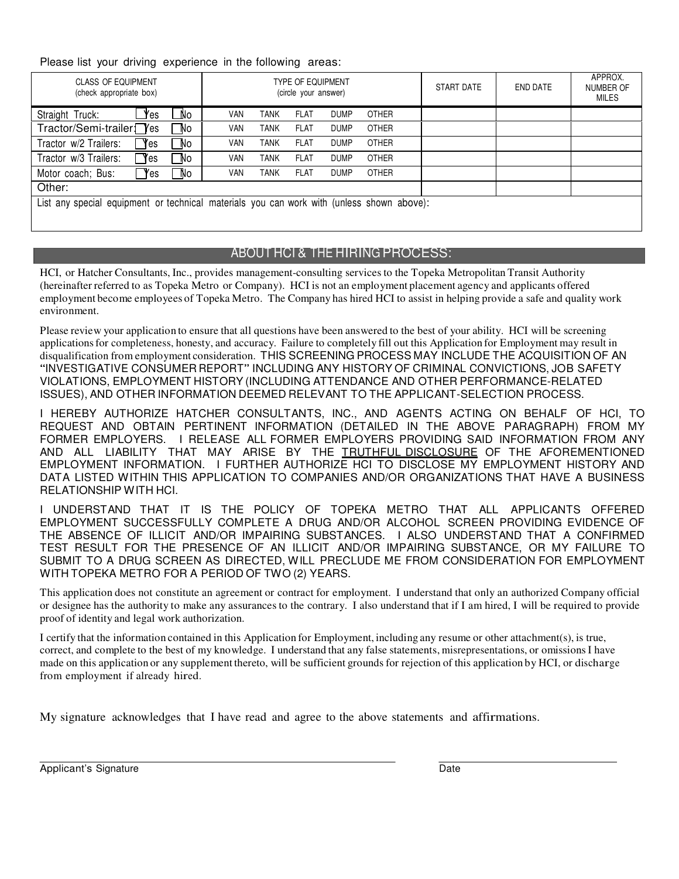Please list your driving experience in the following areas:

| CLASS OF EQUIPMENT (check appropriate box) | TYPE OF EQUIPMENT (circle your answer) | START DATE | END DATE | APPROX. NUMBER OF MILES |
|---|---|---|---|---|
| Straight Truck: ☐ Yes ☐ No | VAN TANK FLAT DUMP OTHER | | | |
| Tractor/Semi-trailer: ☐ Yes ☐ No | VAN TANK FLAT DUMP OTHER | | | |
| Tractor w/2 Trailers: ☐ Yes ☐ No | VAN TANK FLAT DUMP OTHER | | | |
| Tractor w/3 Trailers: ☐ Yes ☐ No | VAN TANK FLAT DUMP OTHER | | | |
| Motor coach; Bus: ☐ Yes ☐ No | VAN TANK FLAT DUMP OTHER | | | |
| Other: | | | | |

List any special equipment or technical materials you can work with (unless shown above):

## ABOUT HCI & THE HIRING PROCESS:

HCI, or Hatcher Consultants, Inc., provides management-consulting services to the Topeka Metropolitan Transit Authority (hereinafter referred to as Topeka Metro or Company). HCI is not an employment placement agency and applicants offered employment become employees of Topeka Metro. The Company has hired HCI to assist in helping provide a safe and quality work environment.

Please review your application to ensure that all questions have been answered to the best of your ability. HCI will be screening applications for completeness, honesty, and accuracy. Failure to completely fill out this Application for Employment may result in disqualification from employment consideration. THIS SCREENING PROCESS MAY INCLUDE THE ACQUISITION OF AN "INVESTIGATIVE CONSUMER REPORT" INCLUDING ANY HISTORY OF CRIMINAL CONVICTIONS, JOB SAFETY VIOLATIONS, EMPLOYMENT HISTORY (INCLUDING ATTENDANCE AND OTHER PERFORMANCE-RELATED ISSUES), AND OTHER INFORMATION DEEMED RELEVANT TO THE APPLICANT-SELECTION PROCESS.

I HEREBY AUTHORIZE HATCHER CONSULTANTS, INC., AND AGENTS ACTING ON BEHALF OF HCI, TO REQUEST AND OBTAIN PERTINENT INFORMATION (DETAILED IN THE ABOVE PARAGRAPH) FROM MY FORMER EMPLOYERS. I RELEASE ALL FORMER EMPLOYERS PROVIDING SAID INFORMATION FROM ANY AND ALL LIABILITY THAT MAY ARISE BY THE TRUTHFUL DISCLOSURE OF THE AFOREMENTIONED EMPLOYMENT INFORMATION. I FURTHER AUTHORIZE HCI TO DISCLOSE MY EMPLOYMENT HISTORY AND DATA LISTED WITHIN THIS APPLICATION TO COMPANIES AND/OR ORGANIZATIONS THAT HAVE A BUSINESS RELATIONSHIP WITH HCI.

I UNDERSTAND THAT IT IS THE POLICY OF TOPEKA METRO THAT ALL APPLICANTS OFFERED EMPLOYMENT SUCCESSFULLY COMPLETE A DRUG AND/OR ALCOHOL SCREEN PROVIDING EVIDENCE OF THE ABSENCE OF ILLICIT AND/OR IMPAIRING SUBSTANCES. I ALSO UNDERSTAND THAT A CONFIRMED TEST RESULT FOR THE PRESENCE OF AN ILLICIT AND/OR IMPAIRING SUBSTANCE, OR MY FAILURE TO SUBMIT TO A DRUG SCREEN AS DIRECTED, WILL PRECLUDE ME FROM CONSIDERATION FOR EMPLOYMENT WITH TOPEKA METRO FOR A PERIOD OF TWO (2) YEARS.

This application does not constitute an agreement or contract for employment. I understand that only an authorized Company official or designee has the authority to make any assurances to the contrary. I also understand that if I am hired, I will be required to provide proof of identity and legal work authorization.

I certify that the information contained in this Application for Employment, including any resume or other attachment(s), is true, correct, and complete to the best of my knowledge. I understand that any false statements, misrepresentations, or omissions I have made on this application or any supplement thereto, will be sufficient grounds for rejection of this application by HCI, or discharge from employment if already hired.

My signature acknowledges that I have read and agree to the above statements and affirmations.

\_\_\_\_\_\_\_\_\_\_\_\_\_\_\_\_\_\_\_\_\_\_\_\_\_\_\_\_\_\_\_\_\_\_\_\_\_\_\_\_ \_\_\_\_\_\_\_\_\_\_\_\_\_\_\_\_\_\_\_\_

Applicant's Signature Date